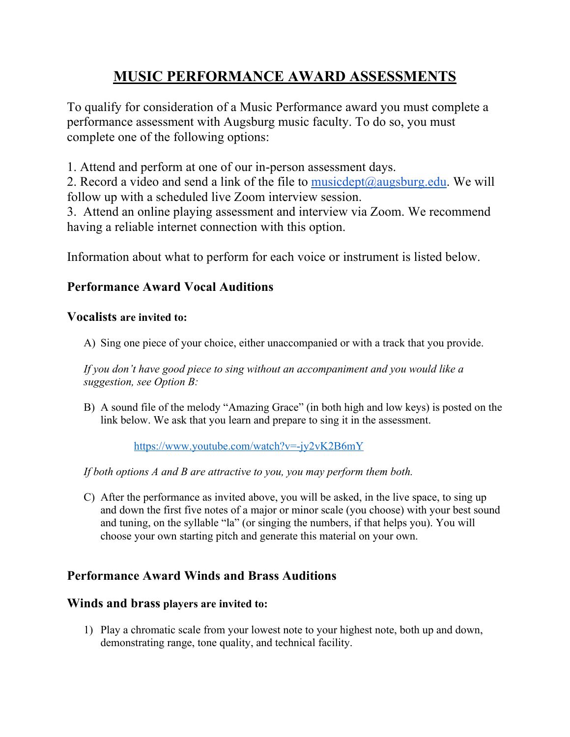# MUSIC PERFORMANCE AWARD ASSESSMENTS

To qualify for consideration of a Music Performance award you must complete a performance assessment with Augsburg music faculty. To do so, you must complete one of the following options:

1. Attend and perform at one of our in-person assessment days.
2. Record a video and send a link of the file to musicdept@augsburg.edu. We will follow up with a scheduled live Zoom interview session.
3. Attend an online playing assessment and interview via Zoom. We recommend having a reliable internet connection with this option.

Information about what to perform for each voice or instrument is listed below.

### Performance Award Vocal Auditions

**Vocalists are invited to:**

A) Sing one piece of your choice, either unaccompanied or with a track that you provide.

*If you don't have good piece to sing without an accompaniment and you would like a suggestion, see Option B:*

B) A sound file of the melody "Amazing Grace" (in both high and low keys) is posted on the link below. We ask that you learn and prepare to sing it in the assessment.

https://www.youtube.com/watch?v=-jy2vK2B6mY

*If both options A and B are attractive to you, you may perform them both.*

C) After the performance as invited above, you will be asked, in the live space, to sing up and down the first five notes of a major or minor scale (you choose) with your best sound and tuning, on the syllable "la" (or singing the numbers, if that helps you). You will choose your own starting pitch and generate this material on your own.

### Performance Award Winds and Brass Auditions

**Winds and brass players are invited to:**

1) Play a chromatic scale from your lowest note to your highest note, both up and down, demonstrating range, tone quality, and technical facility.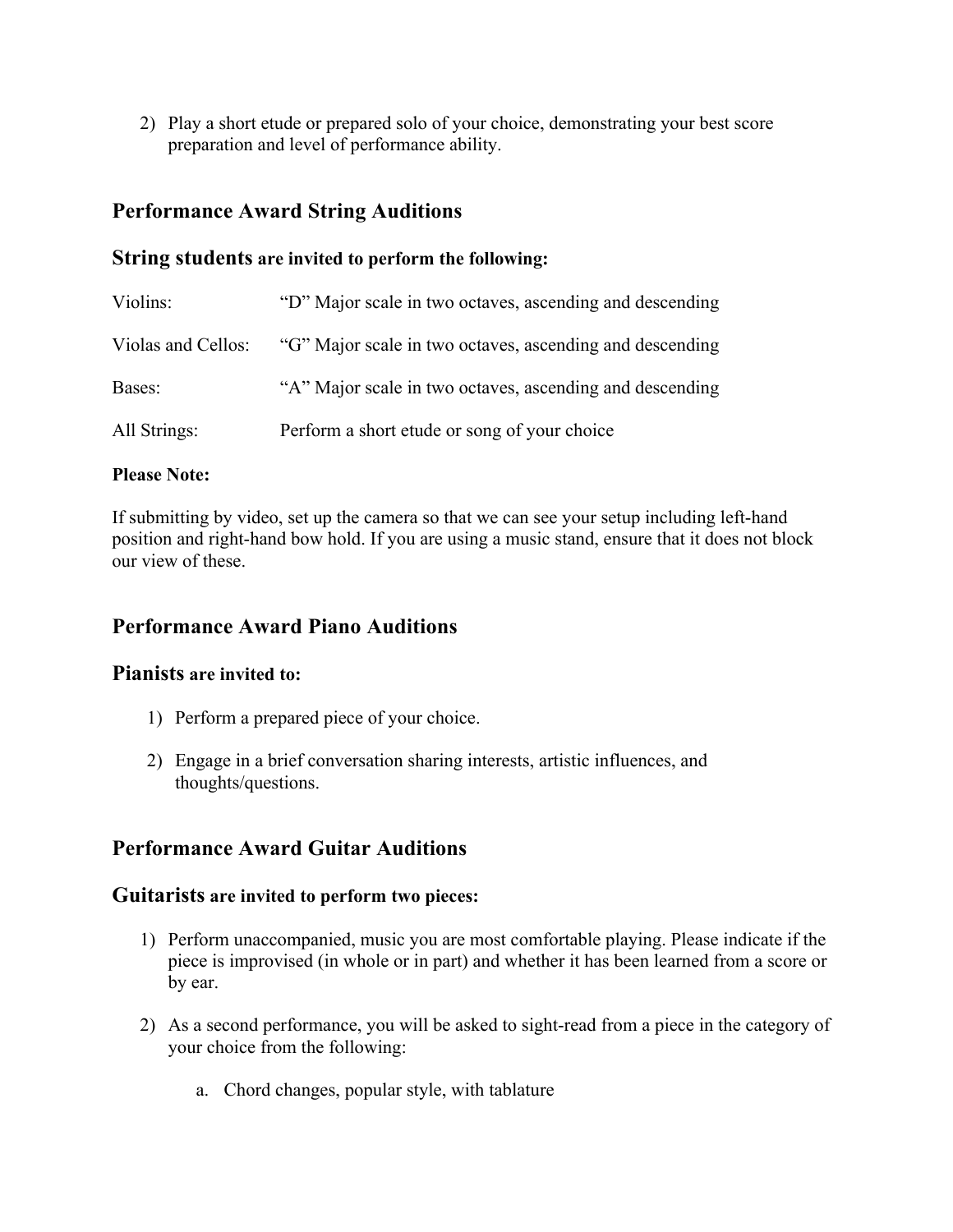2) Play a short etude or prepared solo of your choice, demonstrating your best score preparation and level of performance ability.

## Performance Award String Auditions

### String students are invited to perform the following:

| | |
|---|---|
| Violins: | "D" Major scale in two octaves, ascending and descending |
| Violas and Cellos: | "G" Major scale in two octaves, ascending and descending |
| Bases: | "A" Major scale in two octaves, ascending and descending |
| All Strings: | Perform a short etude or song of your choice |

**Please Note:**

If submitting by video, set up the camera so that we can see your setup including left-hand position and right-hand bow hold. If you are using a music stand, ensure that it does not block our view of these.

## Performance Award Piano Auditions

### Pianists are invited to:

1) Perform a prepared piece of your choice.
2) Engage in a brief conversation sharing interests, artistic influences, and thoughts/questions.

## Performance Award Guitar Auditions

### Guitarists are invited to perform two pieces:

1) Perform unaccompanied, music you are most comfortable playing. Please indicate if the piece is improvised (in whole or in part) and whether it has been learned from a score or by ear.
2) As a second performance, you will be asked to sight-read from a piece in the category of your choice from the following:
    a. Chord changes, popular style, with tablature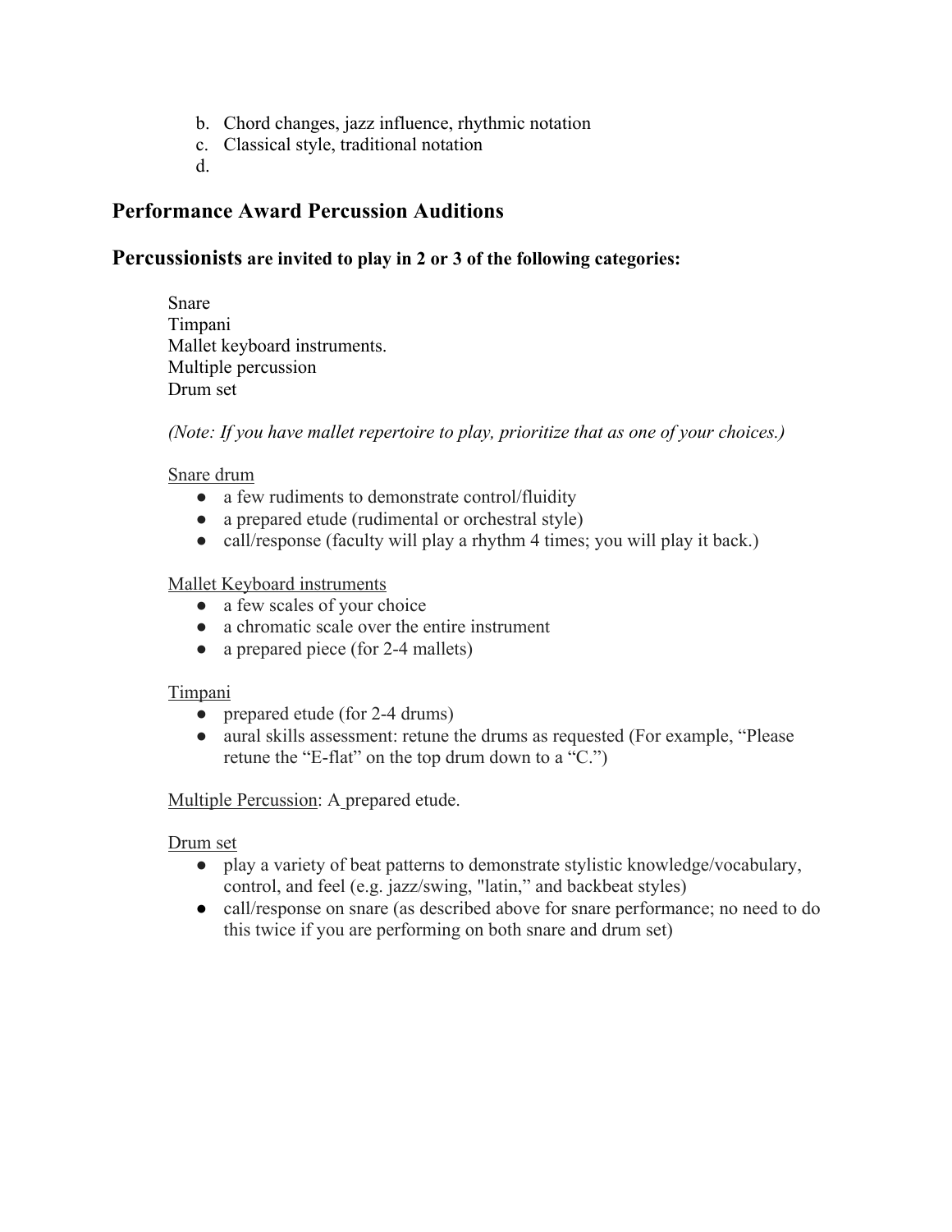b. Chord changes, jazz influence, rhythmic notation
c. Classical style, traditional notation
d.

## Performance Award Percussion Auditions

### **Percussionists** are invited to play in 2 or 3 of the following categories:

Snare
Timpani
Mallet keyboard instruments.
Multiple percussion
Drum set

*(Note: If you have mallet repertoire to play, prioritize that as one of your choices.)*

<u>Snare drum</u>

- a few rudiments to demonstrate control/fluidity
- a prepared etude (rudimental or orchestral style)
- call/response (faculty will play a rhythm 4 times; you will play it back.)

<u>Mallet Keyboard instruments</u>

- a few scales of your choice
- a chromatic scale over the entire instrument
- a prepared piece (for 2-4 mallets)

<u>Timpani</u>

- prepared etude (for 2-4 drums)
- aural skills assessment: retune the drums as requested (For example, "Please retune the "E-flat" on the top drum down to a "C.")

<u>Multiple Percussion</u>: A prepared etude.

<u>Drum set</u>

- play a variety of beat patterns to demonstrate stylistic knowledge/vocabulary, control, and feel (e.g. jazz/swing, "latin," and backbeat styles)
- call/response on snare (as described above for snare performance; no need to do this twice if you are performing on both snare and drum set)